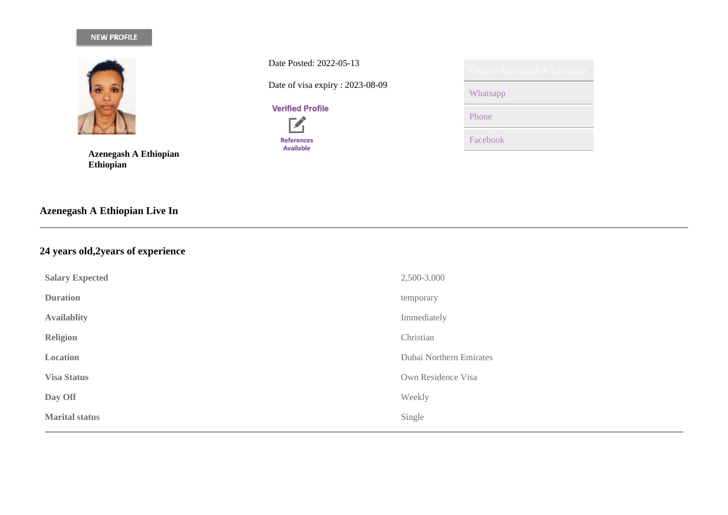NEW PROFILE

**Azenegash A Ethiopian**
**Ethiopian**

Date Posted: 2022-05-13

Date of visa expiry : 2023-08-09

Verified Profile

References Available

Contact Azenegash A Ethiopian

Whatsapp

Phone

Facebook

## Azenegash A Ethiopian Live In

---

## 24 years old,2years of experience

| | |
|---|---|
| **Salary Expected** | 2,500-3,000 |
| **Duration** | temporary |
| **Availablity** | Immediately |
| **Religion** | Christian |
| **Location** | Dubai Northern Emirates |
| **Visa Status** | Own Residence Visa |
| **Day Off** | Weekly |
| **Marital status** | Single |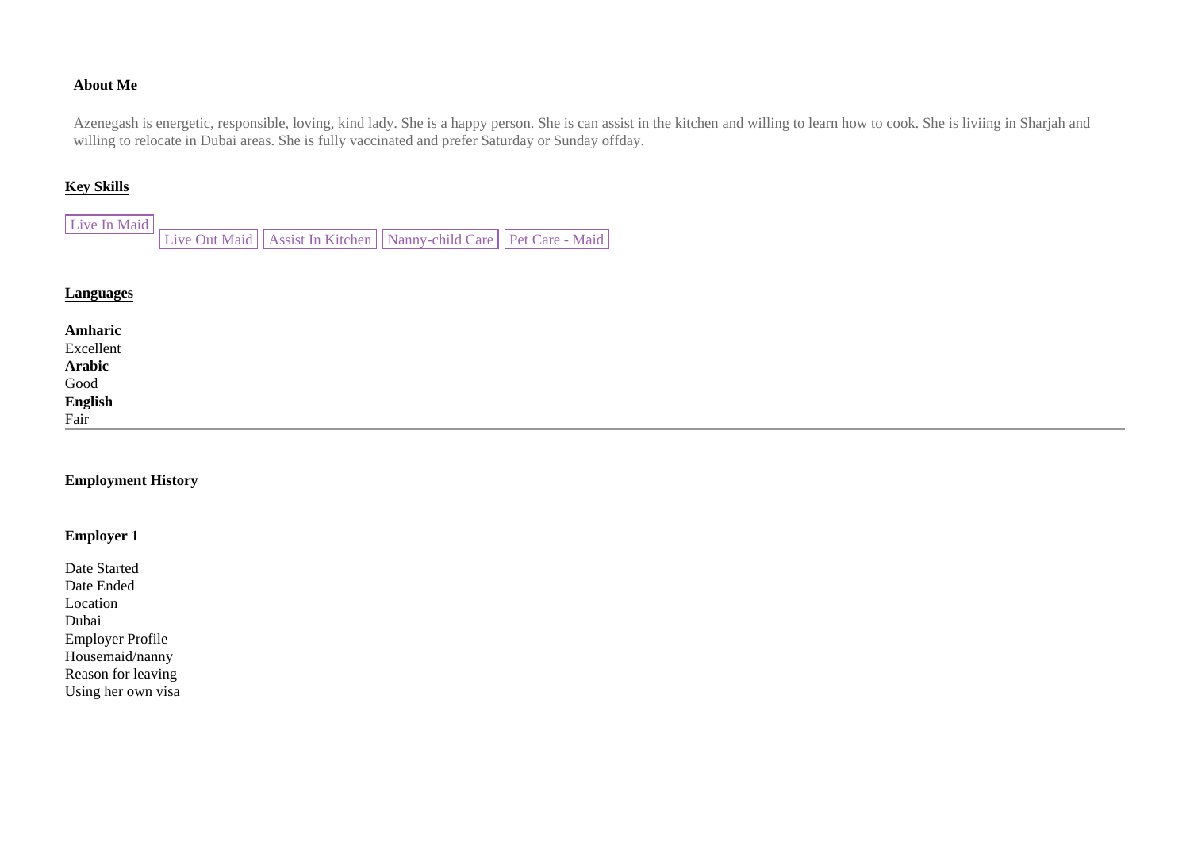**About Me**

Azenegash is energetic, responsible, loving, kind lady. She is a happy person. She is can assist in the kitchen and willing to learn how to cook. She is liviing in Sharjah and willing to relocate in Dubai areas. She is fully vaccinated and prefer Saturday or Sunday offday.

## Key Skills

Live In Maid | Live Out Maid | Assist In Kitchen | Nanny-child Care | Pet Care - Maid

## Languages

**Amharic**
Excellent
**Arabic**
Good
**English**
Fair

---

**Employment History**

**Employer 1**

Date Started
Date Ended
Location
Dubai
Employer Profile
Housemaid/nanny
Reason for leaving
Using her own visa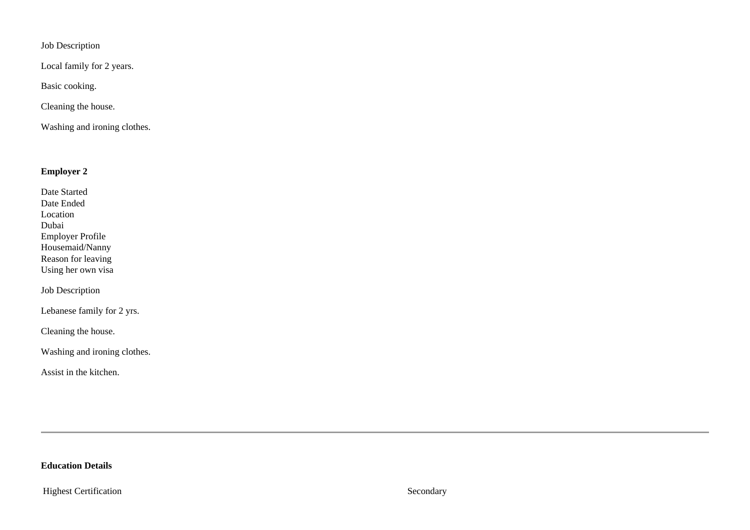Job Description

Local family for 2 years.

Basic cooking.

Cleaning the house.

Washing and ironing clothes.

**Employer 2**

Date Started
Date Ended
Location
Dubai
Employer Profile
Housemaid/Nanny
Reason for leaving
Using her own visa

Job Description

Lebanese family for 2 yrs.

Cleaning the house.

Washing and ironing clothes.

Assist in the kitchen.

---

**Education Details**

| Highest Certification | Secondary |
|---|---|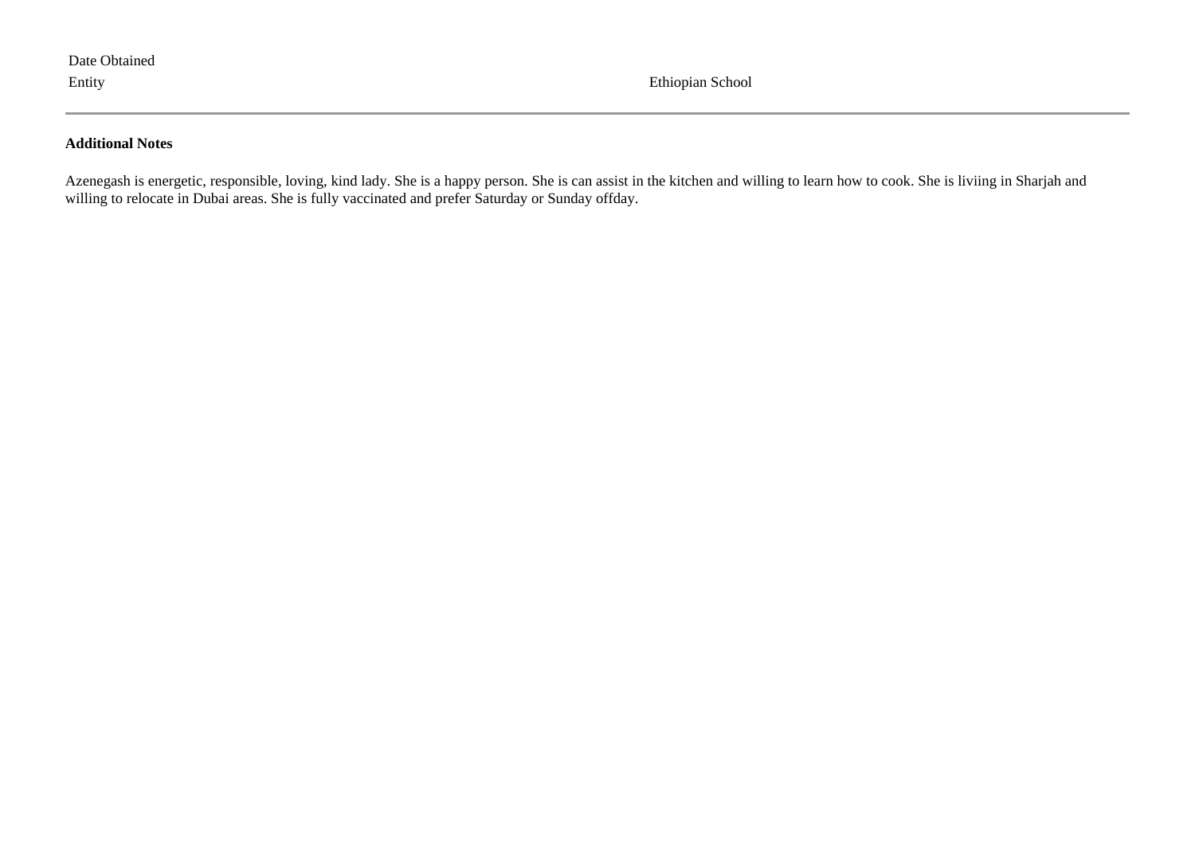| | |
|---|---|
| Date Obtained | |
| Entity | Ethiopian School |

---

**Additional Notes**

Azenegash is energetic, responsible, loving, kind lady. She is a happy person. She is can assist in the kitchen and willing to learn how to cook. She is liviing in Sharjah and willing to relocate in Dubai areas. She is fully vaccinated and prefer Saturday or Sunday offday.